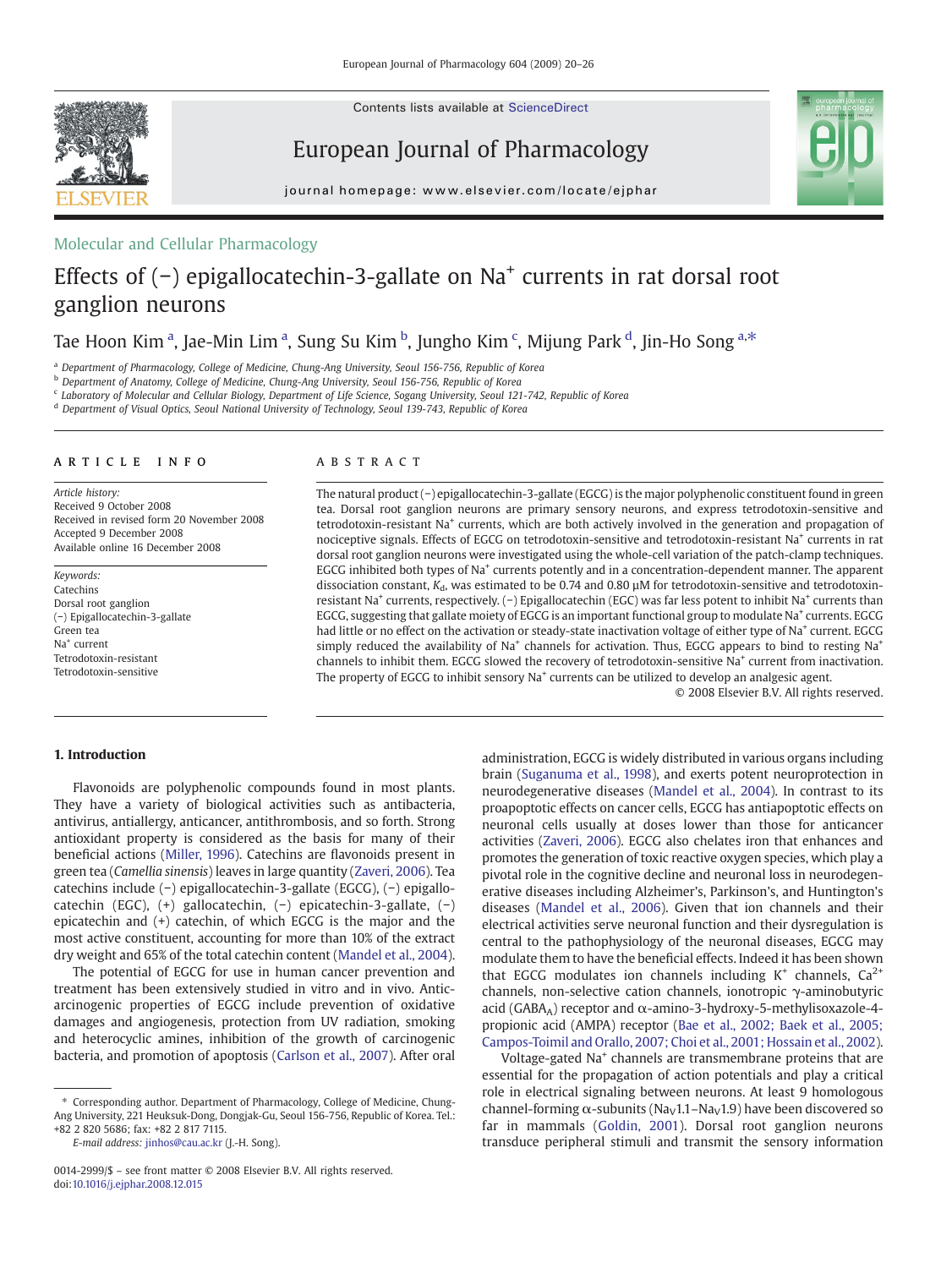Molecular and Cellular Pharmacology

# Effects of (−) epigallocatechin-3-gallate on $Na^+$ currents in rat dorsal root ganglion neurons

Tae Hoon Kim [a], Jae-Min Lim [a], Sung Su Kim [b], Jungho Kim [c], Mijung Park [d], Jin-Ho Song [a,*]

[a] Department of Pharmacology, College of Medicine, Chung-Ang University, Seoul 156-756, Republic of Korea
[b] Department of Anatomy, College of Medicine, Chung-Ang University, Seoul 156-756, Republic of Korea
[c] Laboratory of Molecular and Cellular Biology, Department of Life Science, Sogang University, Seoul 121-742, Republic of Korea
[d] Department of Visual Optics, Seoul National University of Technology, Seoul 139-743, Republic of Korea

## ARTICLE INFO

*Article history:*
Received 9 October 2008
Received in revised form 20 November 2008
Accepted 9 December 2008
Available online 16 December 2008

*Keywords:*
Catechins
Dorsal root ganglion
(−) Epigallocatechin-3-gallate
Green tea
$Na^+$ current
Tetrodotoxin-resistant
Tetrodotoxin-sensitive

## ABSTRACT

The natural product (−) epigallocatechin-3-gallate (EGCG) is the major polyphenolic constituent found in green tea. Dorsal root ganglion neurons are primary sensory neurons, and express tetrodotoxin-sensitive and tetrodotoxin-resistant $Na^+$ currents, which are both actively involved in the generation and propagation of nociceptive signals. Effects of EGCG on tetrodotoxin-sensitive and tetrodotoxin-resistant $Na^+$ currents in rat dorsal root ganglion neurons were investigated using the whole-cell variation of the patch-clamp techniques. EGCG inhibited both types of $Na^+$ currents potently and in a concentration-dependent manner. The apparent dissociation constant, $K_d$, was estimated to be 0.74 and 0.80 μM for tetrodotoxin-sensitive and tetrodotoxin-resistant $Na^+$ currents, respectively. (−) Epigallocatechin (EGC) was far less potent to inhibit $Na^+$ currents than EGCG, suggesting that gallate moiety of EGCG is an important functional group to modulate $Na^+$ currents. EGCG had little or no effect on the activation or steady-state inactivation voltage of either type of $Na^+$ current. EGCG simply reduced the availability of $Na^+$ channels for activation. Thus, EGCG appears to bind to resting $Na^+$ channels to inhibit them. EGCG slowed the recovery of tetrodotoxin-sensitive $Na^+$ current from inactivation. The property of EGCG to inhibit sensory $Na^+$ currents can be utilized to develop an analgesic agent.

© 2008 Elsevier B.V. All rights reserved.

## 1. Introduction

Flavonoids are polyphenolic compounds found in most plants. They have a variety of biological activities such as antibacteria, antivirus, antiallergy, anticancer, antithrombosis, and so forth. Strong antioxidant property is considered as the basis for many of their beneficial actions (Miller, 1996). Catechins are flavonoids present in green tea (*Camellia sinensis*) leaves in large quantity (Zaveri, 2006). Tea catechins include (−) epigallocatechin-3-gallate (EGCG), (−) epigallocatechin (EGC), (+) gallocatechin, (−) epicatechin-3-gallate, (−) epicatechin and (+) catechin, of which EGCG is the major and the most active constituent, accounting for more than 10% of the extract dry weight and 65% of the total catechin content (Mandel et al., 2004).

The potential of EGCG for use in human cancer prevention and treatment has been extensively studied in vitro and in vivo. Anticarcinogenic properties of EGCG include prevention of oxidative damages and angiogenesis, protection from UV radiation, smoking and heterocyclic amines, inhibition of the growth of carcinogenic bacteria, and promotion of apoptosis (Carlson et al., 2007). After oral administration, EGCG is widely distributed in various organs including brain (Suganuma et al., 1998), and exerts potent neuroprotection in neurodegenerative diseases (Mandel et al., 2004). In contrast to its proapoptotic effects on cancer cells, EGCG has antiapoptotic effects on neuronal cells usually at doses lower than those for anticancer activities (Zaveri, 2006). EGCG also chelates iron that enhances and promotes the generation of toxic reactive oxygen species, which play a pivotal role in the cognitive decline and neuronal loss in neurodegenerative diseases including Alzheimer's, Parkinson's, and Huntington's diseases (Mandel et al., 2006). Given that ion channels and their electrical activities serve neuronal function and their dysregulation is central to the pathophysiology of the neuronal diseases, EGCG may modulate them to have the beneficial effects. Indeed it has been shown that EGCG modulates ion channels including $K^+$ channels, $Ca^{2+}$ channels, non-selective cation channels, ionotropic γ-aminobutyric acid ($GABA_A$) receptor and α-amino-3-hydroxy-5-methylisoxazole-4-propionic acid (AMPA) receptor (Bae et al., 2002; Baek et al., 2005; Campos-Toimil and Orallo, 2007; Choi et al., 2001; Hossain et al., 2002).

Voltage-gated $Na^+$ channels are transmembrane proteins that are essential for the propagation of action potentials and play a critical role in electrical signaling between neurons. At least 9 homologous channel-forming α-subunits ($Na_V1.1$–$Na_V1.9$) have been discovered so far in mammals (Goldin, 2001). Dorsal root ganglion neurons transduce peripheral stimuli and transmit the sensory information

* Corresponding author. Department of Pharmacology, College of Medicine, Chung-Ang University, 221 Heuksuk-Dong, Dongjak-Gu, Seoul 156-756, Republic of Korea. Tel.: +82 2 820 5686; fax: +82 2 817 7115.
*E-mail address:* jinhos@cau.ac.kr (J.-H. Song).

0014-2999/$ – see front matter © 2008 Elsevier B.V. All rights reserved.
doi:10.1016/j.ejphar.2008.12.015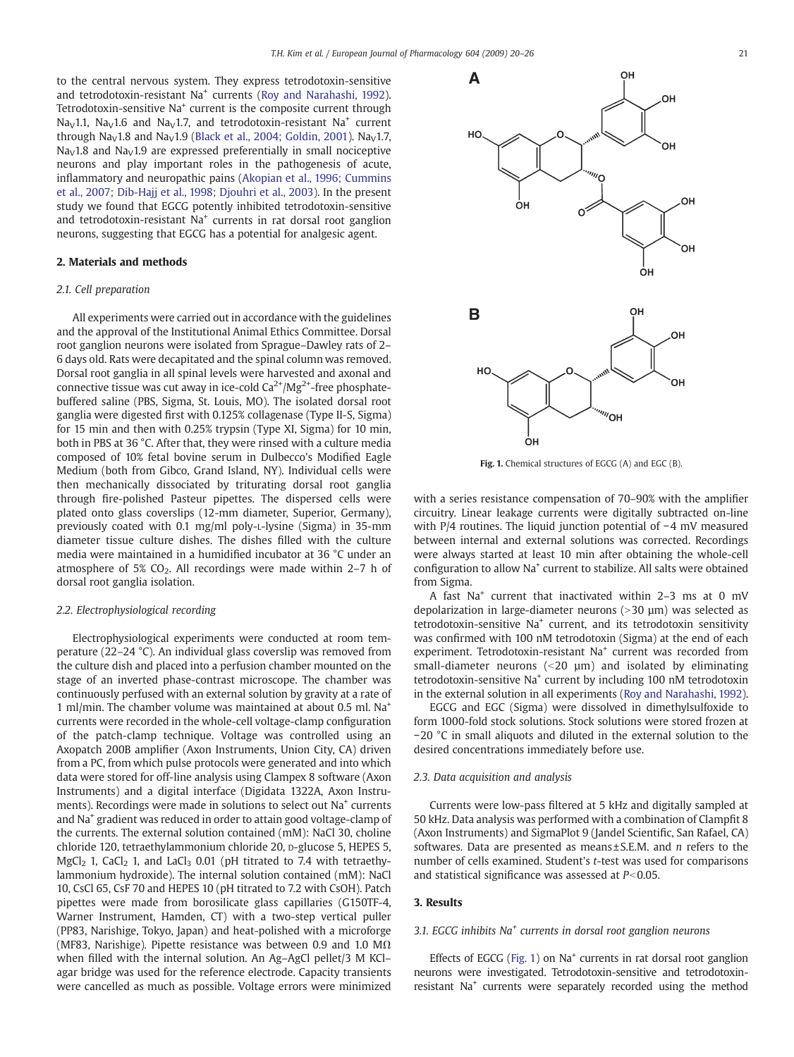to the central nervous system. They express tetrodotoxin-sensitive and tetrodotoxin-resistant $Na^+$ currents (Roy and Narahashi, 1992). Tetrodotoxin-sensitive $Na^+$ current is the composite current through $Na_V1.1$, $Na_V1.6$ and $Na_V1.7$, and tetrodotoxin-resistant $Na^+$ current through $Na_V1.8$ and $Na_V1.9$ (Black et al., 2004; Goldin, 2001). $Na_V1.7$, $Na_V1.8$ and $Na_V1.9$ are expressed preferentially in small nociceptive neurons and play important roles in the pathogenesis of acute, inflammatory and neuropathic pains (Akopian et al., 1996; Cummins et al., 2007; Dib-Hajj et al., 1998; Djouhri et al., 2003). In the present study we found that EGCG potently inhibited tetrodotoxin-sensitive and tetrodotoxin-resistant $Na^+$ currents in rat dorsal root ganglion neurons, suggesting that EGCG has a potential for analgesic agent.

## 2. Materials and methods

### 2.1. Cell preparation

All experiments were carried out in accordance with the guidelines and the approval of the Institutional Animal Ethics Committee. Dorsal root ganglion neurons were isolated from Sprague–Dawley rats of 2–6 days old. Rats were decapitated and the spinal column was removed. Dorsal root ganglia in all spinal levels were harvested and axonal and connective tissue was cut away in ice-cold $Ca^{2+}$/$Mg^{2+}$-free phosphate-buffered saline (PBS, Sigma, St. Louis, MO). The isolated dorsal root ganglia were digested first with 0.125% collagenase (Type II-S, Sigma) for 15 min and then with 0.25% trypsin (Type XI, Sigma) for 10 min, both in PBS at 36 °C. After that, they were rinsed with a culture media composed of 10% fetal bovine serum in Dulbecco's Modified Eagle Medium (both from Gibco, Grand Island, NY). Individual cells were then mechanically dissociated by triturating dorsal root ganglia through fire-polished Pasteur pipettes. The dispersed cells were plated onto glass coverslips (12-mm diameter, Superior, Germany), previously coated with 0.1 mg/ml poly-L-lysine (Sigma) in 35-mm diameter tissue culture dishes. The dishes filled with the culture media were maintained in a humidified incubator at 36 °C under an atmosphere of 5% $CO_2$. All recordings were made within 2–7 h of dorsal root ganglia isolation.

### 2.2. Electrophysiological recording

Electrophysiological experiments were conducted at room temperature (22–24 °C). An individual glass coverslip was removed from the culture dish and placed into a perfusion chamber mounted on the stage of an inverted phase-contrast microscope. The chamber was continuously perfused with an external solution by gravity at a rate of 1 ml/min. The chamber volume was maintained at about 0.5 ml. $Na^+$ currents were recorded in the whole-cell voltage-clamp configuration of the patch-clamp technique. Voltage was controlled using an Axopatch 200B amplifier (Axon Instruments, Union City, CA) driven from a PC, from which pulse protocols were generated and into which data were stored for off-line analysis using Clampex 8 software (Axon Instruments) and a digital interface (Digidata 1322A, Axon Instruments). Recordings were made in solutions to select out $Na^+$ currents and $Na^+$ gradient was reduced in order to attain good voltage-clamp of the currents. The external solution contained (mM): NaCl 30, choline chloride 120, tetraethylammonium chloride 20, D-glucose 5, HEPES 5, $MgCl_2$ 1, $CaCl_2$ 1, and $LaCl_3$ 0.01 (pH titrated to 7.4 with tetraethylammonium hydroxide). The internal solution contained (mM): NaCl 10, CsCl 65, CsF 70 and HEPES 10 (pH titrated to 7.2 with CsOH). Patch pipettes were made from borosilicate glass capillaries (G150TF-4, Warner Instrument, Hamden, CT) with a two-step vertical puller (PP83, Narishige, Tokyo, Japan) and heat-polished with a microforge (MF83, Narishige). Pipette resistance was between 0.9 and 1.0 MΩ when filled with the internal solution. An Ag–AgCl pellet/3 M KCl–agar bridge was used for the reference electrode. Capacity transients were cancelled as much as possible. Voltage errors were minimized with a series resistance compensation of 70–90% with the amplifier circuitry. Linear leakage currents were digitally subtracted on-line with P/4 routines. The liquid junction potential of −4 mV measured between internal and external solutions was corrected. Recordings were always started at least 10 min after obtaining the whole-cell configuration to allow $Na^+$ current to stabilize. All salts were obtained from Sigma.

Fig. 1. Chemical structures of EGCG (A) and EGC (B).

A fast $Na^+$ current that inactivated within 2–3 ms at 0 mV depolarization in large-diameter neurons (>30 μm) was selected as tetrodotoxin-sensitive $Na^+$ current, and its tetrodotoxin sensitivity was confirmed with 100 nM tetrodotoxin (Sigma) at the end of each experiment. Tetrodotoxin-resistant $Na^+$ current was recorded from small-diameter neurons (<20 μm) and isolated by eliminating tetrodotoxin-sensitive $Na^+$ current by including 100 nM tetrodotoxin in the external solution in all experiments (Roy and Narahashi, 1992).

EGCG and EGC (Sigma) were dissolved in dimethylsulfoxide to form 1000-fold stock solutions. Stock solutions were stored frozen at −20 °C in small aliquots and diluted in the external solution to the desired concentrations immediately before use.

### 2.3. Data acquisition and analysis

Currents were low-pass filtered at 5 kHz and digitally sampled at 50 kHz. Data analysis was performed with a combination of Clampfit 8 (Axon Instruments) and SigmaPlot 9 (Jandel Scientific, San Rafael, CA) softwares. Data are presented as means±S.E.M. and $n$ refers to the number of cells examined. Student's $t$-test was used for comparisons and statistical significance was assessed at $P<0.05$.

## 3. Results

### 3.1. EGCG inhibits $Na^+$ currents in dorsal root ganglion neurons

Effects of EGCG (Fig. 1) on $Na^+$ currents in rat dorsal root ganglion neurons were investigated. Tetrodotoxin-sensitive and tetrodotoxin-resistant $Na^+$ currents were separately recorded using the method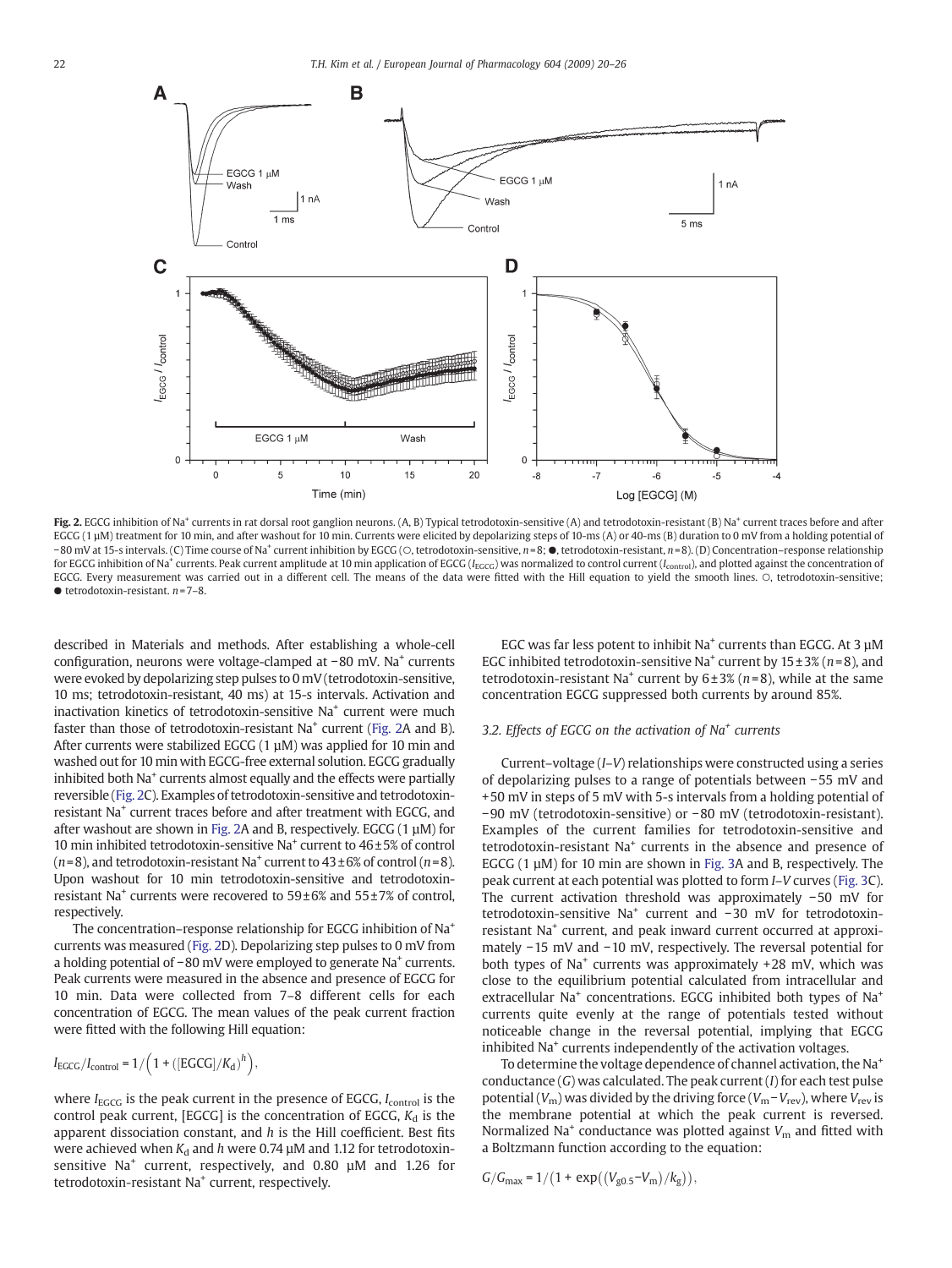Fig. 2. EGCG inhibition of $Na^+$ currents in rat dorsal root ganglion neurons. (A, B) Typical tetrodotoxin-sensitive (A) and tetrodotoxin-resistant (B) $Na^+$ current traces before and after EGCG (1 μM) treatment for 10 min, and after washout for 10 min. Currents were elicited by depolarizing steps of 10-ms (A) or 40-ms (B) duration to 0 mV from a holding potential of −80 mV at 15-s intervals. (C) Time course of $Na^+$ current inhibition by EGCG (○, tetrodotoxin-sensitive, $n=8$; ●, tetrodotoxin-resistant, $n=8$). (D) Concentration–response relationship for EGCG inhibition of $Na^+$ currents. Peak current amplitude at 10 min application of EGCG ($I_{EGCG}$) was normalized to control current ($I_{control}$), and plotted against the concentration of EGCG. Every measurement was carried out in a different cell. The means of the data were fitted with the Hill equation to yield the smooth lines. ○, tetrodotoxin-sensitive; ● tetrodotoxin-resistant. $n=7$–8.

described in Materials and methods. After establishing a whole-cell configuration, neurons were voltage-clamped at −80 mV. $Na^+$ currents were evoked by depolarizing step pulses to 0 mV (tetrodotoxin-sensitive, 10 ms; tetrodotoxin-resistant, 40 ms) at 15-s intervals. Activation and inactivation kinetics of tetrodotoxin-sensitive $Na^+$ current were much faster than those of tetrodotoxin-resistant $Na^+$ current (Fig. 2A and B). After currents were stabilized EGCG (1 μM) was applied for 10 min and washed out for 10 min with EGCG-free external solution. EGCG gradually inhibited both $Na^+$ currents almost equally and the effects were partially reversible (Fig. 2C). Examples of tetrodotoxin-sensitive and tetrodotoxin-resistant $Na^+$ current traces before and after treatment with EGCG, and after washout are shown in Fig. 2A and B, respectively. EGCG (1 μM) for 10 min inhibited tetrodotoxin-sensitive $Na^+$ current to 46±5% of control ($n=8$), and tetrodotoxin-resistant $Na^+$ current to 43±6% of control ($n=8$). Upon washout for 10 min tetrodotoxin-sensitive and tetrodotoxin-resistant $Na^+$ currents were recovered to 59±6% and 55±7% of control, respectively.

The concentration–response relationship for EGCG inhibition of $Na^+$ currents was measured (Fig. 2D). Depolarizing step pulses to 0 mV from a holding potential of −80 mV were employed to generate $Na^+$ currents. Peak currents were measured in the absence and presence of EGCG for 10 min. Data were collected from 7–8 different cells for each concentration of EGCG. The mean values of the peak current fraction were fitted with the following Hill equation:

$$I_{EGCG}/I_{control} = 1/\left(1 + ([EGCG]/K_d)^h\right),$$

where $I_{EGCG}$ is the peak current in the presence of EGCG, $I_{control}$ is the control peak current, [EGCG] is the concentration of EGCG, $K_d$ is the apparent dissociation constant, and $h$ is the Hill coefficient. Best fits were achieved when $K_d$ and $h$ were 0.74 μM and 1.12 for tetrodotoxin-sensitive $Na^+$ current, respectively, and 0.80 μM and 1.26 for tetrodotoxin-resistant $Na^+$ current, respectively.

EGC was far less potent to inhibit $Na^+$ currents than EGCG. At 3 μM EGC inhibited tetrodotoxin-sensitive $Na^+$ current by 15±3% ($n=8$), and tetrodotoxin-resistant $Na^+$ current by 6±3% ($n=8$), while at the same concentration EGCG suppressed both currents by around 85%.

### 3.2. Effects of EGCG on the activation of $Na^+$ currents

Current–voltage (*I–V*) relationships were constructed using a series of depolarizing pulses to a range of potentials between −55 mV and +50 mV in steps of 5 mV with 5-s intervals from a holding potential of −90 mV (tetrodotoxin-sensitive) or −80 mV (tetrodotoxin-resistant). Examples of the current families for tetrodotoxin-sensitive and tetrodotoxin-resistant $Na^+$ currents in the absence and presence of EGCG (1 μM) for 10 min are shown in Fig. 3A and B, respectively. The peak current at each potential was plotted to form *I–V* curves (Fig. 3C). The current activation threshold was approximately −50 mV for tetrodotoxin-sensitive $Na^+$ current and −30 mV for tetrodotoxin-resistant $Na^+$ current, and peak inward current occurred at approximately −15 mV and −10 mV, respectively. The reversal potential for both types of $Na^+$ currents was approximately +28 mV, which was close to the equilibrium potential calculated from intracellular and extracellular $Na^+$ concentrations. EGCG inhibited both types of $Na^+$ currents quite evenly at the range of potentials tested without noticeable change in the reversal potential, implying that EGCG inhibited $Na^+$ currents independently of the activation voltages.

To determine the voltage dependence of channel activation, the $Na^+$ conductance ($G$) was calculated. The peak current ($I$) for each test pulse potential ($V_m$) was divided by the driving force ($V_m - V_{rev}$), where $V_{rev}$ is the membrane potential at which the peak current is reversed. Normalized $Na^+$ conductance was plotted against $V_m$ and fitted with a Boltzmann function according to the equation:

$$G/G_{max} = 1/\left(1 + \exp((V_{g0.5} - V_m)/k_g)\right),$$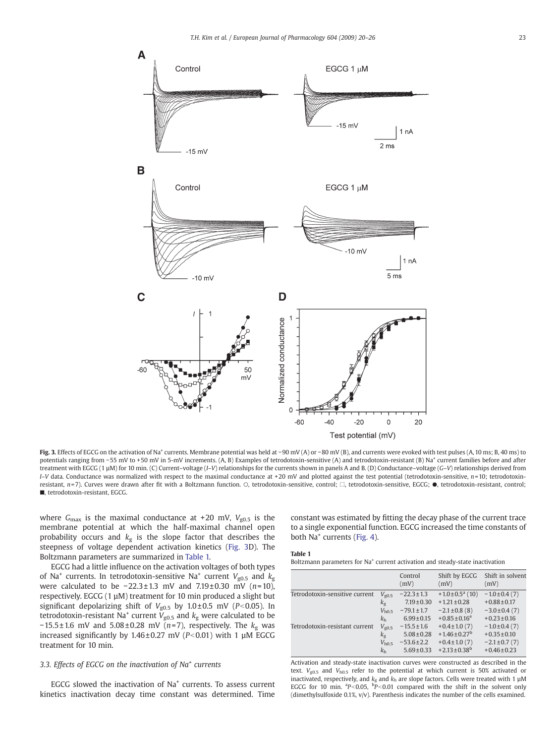**Fig. 3.** Effects of EGCG on the activation of $Na^+$ currents. Membrane potential was held at −90 mV (A) or −80 mV (B), and currents were evoked with test pulses (A, 10 ms; B, 40 ms) to potentials ranging from −55 mV to +50 mV in 5-mV increments. (A, B) Examples of tetrodotoxin-sensitive (A) and tetrodotoxin-resistant (B) $Na^+$ current families before and after treatment with EGCG (1 μM) for 10 min. (C) Current–voltage (I–V) relationships for the currents shown in panels A and B. (D) Conductance–voltage (G–V) relationships derived from I–V data. Conductance was normalized with respect to the maximal conductance at +20 mV and plotted against the test potential (tetrodotoxin-sensitive, n = 10; tetrodotoxin-resistant, n = 7). Curves were drawn after fit with a Boltzmann function. ○, tetrodotoxin-sensitive, control; □, tetrodotoxin-sensitive, EGCG; ●, tetrodotoxin-resistant, control; ■, tetrodotoxin-resistant, EGCG.

where $G_{max}$ is the maximal conductance at +20 mV, $V_{g0.5}$ is the membrane potential at which the half-maximal channel open probability occurs and $k_g$ is the slope factor that describes the steepness of voltage dependent activation kinetics (Fig. 3D). The Boltzmann parameters are summarized in Table 1.

EGCG had a little influence on the activation voltages of both types of $Na^+$ currents. In tetrodotoxin-sensitive $Na^+$ current $V_{g0.5}$ and $k_g$ were calculated to be −22.3 ± 1.3 mV and 7.19 ± 0.30 mV (n = 10), respectively. EGCG (1 μM) treatment for 10 min produced a slight but significant depolarizing shift of $V_{g0.5}$ by 1.0 ± 0.5 mV ($P < 0.05$). In tetrodotoxin-resistant $Na^+$ current $V_{g0.5}$ and $k_g$ were calculated to be −15.5 ± 1.6 mV and 5.08 ± 0.28 mV (n = 7), respectively. The $k_g$ was increased significantly by 1.46 ± 0.27 mV ($P < 0.01$) with 1 μM EGCG treatment for 10 min.

### 3.3. Effects of EGCG on the inactivation of $Na^+$ currents

EGCG slowed the inactivation of $Na^+$ currents. To assess current kinetics inactivation decay time constant was determined. Time constant was estimated by fitting the decay phase of the current trace to a single exponential function. EGCG increased the time constants of both $Na^+$ currents (Fig. 4).

**Table 1**
Boltzmann parameters for $Na^+$ current activation and steady-state inactivation

| | | Control (mV) | Shift by EGCG (mV) | Shift in solvent (mV) |
|---|---|---|---|---|
| Tetrodotoxin-sensitive current | $V_{g0.5}$ | −22.3 ± 1.3 | +1.0 ± 0.5[a] (10) | −1.0 ± 0.4 (7) |
| | $k_g$ | 7.19 ± 0.30 | +1.21 ± 0.28 | +0.88 ± 0.17 |
| | $V_{h0.5}$ | −79.1 ± 1.7 | −2.1 ± 0.8 (8) | −3.0 ± 0.4 (7) |
| | $k_h$ | 6.99 ± 0.15 | +0.85 ± 0.16[a] | +0.23 ± 0.16 |
| Tetrodotoxin-resistant current | $V_{g0.5}$ | −15.5 ± 1.6 | +0.4 ± 1.0 (7) | −1.0 ± 0.4 (7) |
| | $k_g$ | 5.08 ± 0.28 | +1.46 ± 0.27[b] | +0.35 ± 0.10 |
| | $V_{h0.5}$ | −53.6 ± 2.2 | +0.4 ± 1.0 (7) | −2.1 ± 0.7 (7) |
| | $k_h$ | 5.69 ± 0.33 | +2.13 ± 0.38[b] | +0.46 ± 0.23 |

Activation and steady-state inactivation curves were constructed as described in the text. $V_{g0.5}$ and $V_{h0.5}$ refer to the potential at which current is 50% activated or inactivated, respectively, and $k_g$ and $k_h$ are slope factors. Cells were treated with 1 μM EGCG for 10 min. [a]$P < 0.05$, [b]$P < 0.01$ compared with the shift in the solvent only (dimethylsulfoxide 0.1%, v/v). Parenthesis indicates the number of the cells examined.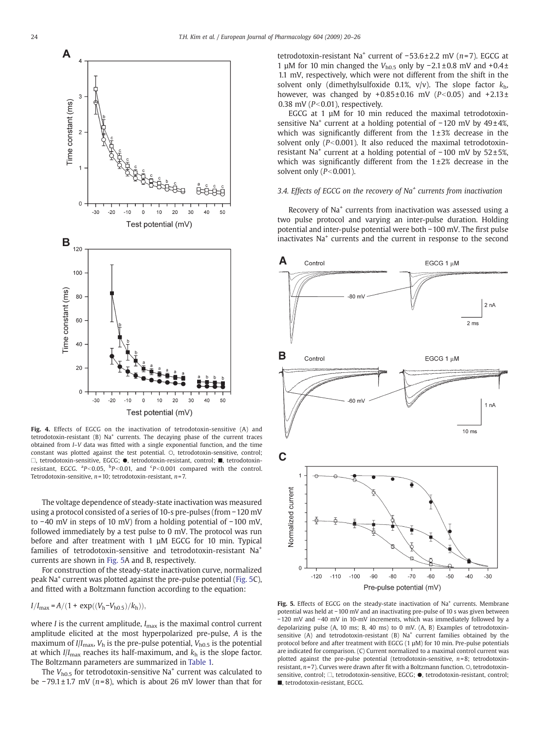**Fig. 4.** Effects of EGCG on the inactivation of tetrodotoxin-sensitive (A) and tetrodotoxin-resistant (B) $Na^+$ currents. The decaying phase of the current traces obtained from *I–V* data was fitted with a single exponential function, and the time constant was plotted against the test potential. ○, tetrodotoxin-sensitive, control; □, tetrodotoxin-sensitive, EGCG; ●, tetrodotoxin-resistant, control; ■, tetrodotoxin-resistant, EGCG. [a]$P<0.05$, [b]$P<0.01$, and [c]$P<0.001$ compared with the control. Tetrodotoxin-sensitive, $n=10$; tetrodotoxin-resistant, $n=7$.

The voltage dependence of steady-state inactivation was measured using a protocol consisted of a series of 10-s pre-pulses (from −120 mV to −40 mV in steps of 10 mV) from a holding potential of −100 mV, followed immediately by a test pulse to 0 mV. The protocol was run before and after treatment with 1 μM EGCG for 10 min. Typical families of tetrodotoxin-sensitive and tetrodotoxin-resistant $Na^+$ currents are shown in Fig. 5A and B, respectively.

For construction of the steady-state inactivation curve, normalized peak $Na^+$ current was plotted against the pre-pulse potential (Fig. 5C), and fitted with a Boltzmann function according to the equation:

$$I/I_{max} = A/(1 + \exp((V_h - V_{h0.5})/k_h)),$$

where $I$ is the current amplitude, $I_{max}$ is the maximal control current amplitude elicited at the most hyperpolarized pre-pulse, $A$ is the maximum of $I/I_{max}$, $V_h$ is the pre-pulse potential, $V_{h0.5}$ is the potential at which $I/I_{max}$ reaches its half-maximum, and $k_h$ is the slope factor. The Boltzmann parameters are summarized in Table 1.

The $V_{h0.5}$ for tetrodotoxin-sensitive $Na^+$ current was calculated to be $-79.1 \pm 1.7$ mV ($n=8$), which is about 26 mV lower than that for tetrodotoxin-resistant $Na^+$ current of $-53.6 \pm 2.2$ mV ($n=7$). EGCG at 1 μM for 10 min changed the $V_{h0.5}$ only by $-2.1 \pm 0.8$ mV and $+0.4 \pm 1.1$ mV, respectively, which were not different from the shift in the solvent only (dimethylsulfoxide 0.1%, v/v). The slope factor $k_h$, however, was changed by $+0.85 \pm 0.16$ mV ($P<0.05$) and $+2.13 \pm 0.38$ mV ($P<0.01$), respectively.

EGCG at 1 μM for 10 min reduced the maximal tetrodotoxin-sensitive $Na^+$ current at a holding potential of −120 mV by 49±4%, which was significantly different from the 1±3% decrease in the solvent only ($P<0.001$). It also reduced the maximal tetrodotoxin-resistant $Na^+$ current at a holding potential of −100 mV by 52±5%, which was significantly different from the 1±2% decrease in the solvent only ($P<0.001$).

### 3.4. Effects of EGCG on the recovery of $Na^+$ currents from inactivation

Recovery of $Na^+$ currents from inactivation was assessed using a two pulse protocol and varying an inter-pulse duration. Holding potential and inter-pulse potential were both −100 mV. The first pulse inactivates $Na^+$ currents and the current in response to the second

**Fig. 5.** Effects of EGCG on the steady-state inactivation of $Na^+$ currents. Membrane potential was held at −100 mV and an inactivating pre-pulse of 10 s was given between −120 mV and −40 mV in 10-mV increments, which was immediately followed by a depolarizing pulse (A, 10 ms; B, 40 ms) to 0 mV. (A, B) Examples of tetrodotoxin-sensitive (A) and tetrodotoxin-resistant (B) $Na^+$ current families obtained by the protocol before and after treatment with EGCG (1 μM) for 10 min. Pre-pulse potentials are indicated for comparison. (C) Current normalized to a maximal control current was plotted against the pre-pulse potential (tetrodotoxin-sensitive, $n=8$; tetrodotoxin-resistant, $n=7$). Curves were drawn after fit with a Boltzmann function. ○, tetrodotoxin-sensitive, control; □, tetrodotoxin-sensitive, EGCG; ●, tetrodotoxin-resistant, control; ■, tetrodotoxin-resistant, EGCG.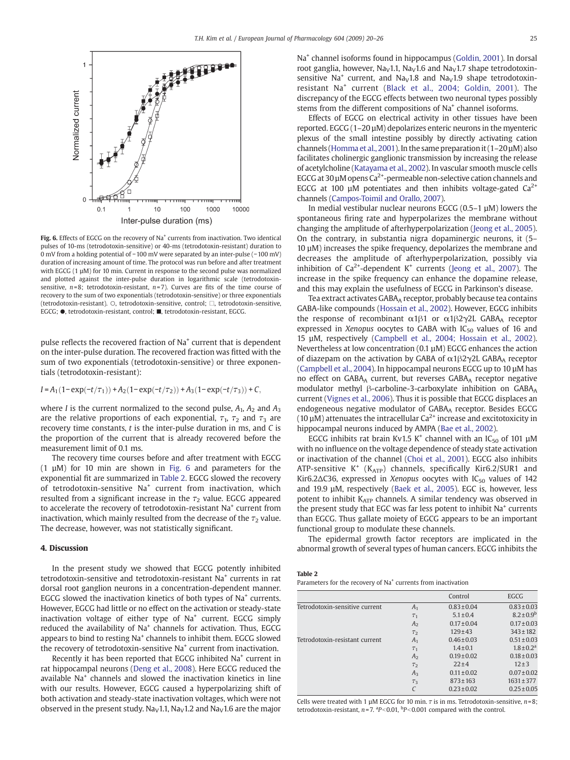**Fig. 6.** Effects of EGCG on the recovery of $Na^+$ currents from inactivation. Two identical pulses of 10-ms (tetrodotoxin-sensitive) or 40-ms (tetrodotoxin-resistant) duration to 0 mV from a holding potential of −100 mV were separated by an inter-pulse (−100 mV) duration of increasing amount of time. The protocol was run before and after treatment with EGCG (1 μM) for 10 min. Current in response to the second pulse was normalized and plotted against the inter-pulse duration in logarithmic scale (tetrodotoxin-sensitive, $n$ = 8; tetrodotoxin-resistant, $n$ = 7). Curves are fits of the time course of recovery to the sum of two exponentials (tetrodotoxin-sensitive) or three exponentials (tetrodotoxin-resistant). ○, tetrodotoxin-sensitive, control; □, tetrodotoxin-sensitive, EGCG; ●, tetrodotoxin-resistant, control; ■, tetrodotoxin-resistant, EGCG.

pulse reflects the recovered fraction of $Na^+$ current that is dependent on the inter-pulse duration. The recovered fraction was fitted with the sum of two exponentials (tetrodotoxin-sensitive) or three exponentials (tetrodotoxin-resistant):

$$I = A_1(1-\exp(-t/\tau_1)) + A_2(1-\exp(-t/\tau_2)) + A_3(1-\exp(-t/\tau_3)) + C,$$

where $I$ is the current normalized to the second pulse, $A_1$, $A_2$ and $A_3$ are the relative proportions of each exponential, $\tau_1$, $\tau_2$ and $\tau_3$ are recovery time constants, $t$ is the inter-pulse duration in ms, and $C$ is the proportion of the current that is already recovered before the measurement limit of 0.1 ms.

The recovery time courses before and after treatment with EGCG (1 μM) for 10 min are shown in Fig. 6 and parameters for the exponential fit are summarized in Table 2. EGCG slowed the recovery of tetrodotoxin-sensitive $Na^+$ current from inactivation, which resulted from a significant increase in the $\tau_2$ value. EGCG appeared to accelerate the recovery of tetrodotoxin-resistant $Na^+$ current from inactivation, which mainly resulted from the decrease of the $\tau_2$ value. The decrease, however, was not statistically significant.

## 4. Discussion

In the present study we showed that EGCG potently inhibited tetrodotoxin-sensitive and tetrodotoxin-resistant $Na^+$ currents in rat dorsal root ganglion neurons in a concentration-dependent manner. EGCG slowed the inactivation kinetics of both types of $Na^+$ currents. However, EGCG had little or no effect on the activation or steady-state inactivation voltage of either type of $Na^+$ current. EGCG simply reduced the availability of $Na^+$ channels for activation. Thus, EGCG appears to bind to resting $Na^+$ channels to inhibit them. EGCG slowed the recovery of tetrodotoxin-sensitive $Na^+$ current from inactivation.

Recently it has been reported that EGCG inhibited $Na^+$ current in rat hippocampal neurons (Deng et al., 2008). Here EGCG reduced the available $Na^+$ channels and slowed the inactivation kinetics in line with our results. However, EGCG caused a hyperpolarizing shift of both activation and steady-state inactivation voltages, which were not observed in the present study. $Na_V1.1$, $Na_V1.2$ and $Na_V1.6$ are the major $Na^+$ channel isoforms found in hippocampus (Goldin, 2001). In dorsal root ganglia, however, $Na_V1.1$, $Na_V1.6$ and $Na_V1.7$ shape tetrodotoxin-sensitive $Na^+$ current, and $Na_V1.8$ and $Na_V1.9$ shape tetrodotoxin-resistant $Na^+$ current (Black et al., 2004; Goldin, 2001). The discrepancy of the EGCG effects between two neuronal types possibly stems from the different compositions of $Na^+$ channel isoforms.

Effects of EGCG on electrical activity in other tissues have been reported. EGCG (1–20 μM) depolarizes enteric neurons in the myenteric plexus of the small intestine possibly by directly activating cation channels (Homma et al., 2001). In the same preparation it (1–20 μM) also facilitates cholinergic ganglionic transmission by increasing the release of acetylcholine (Katayama et al., 2002). In vascular smooth muscle cells EGCG at 30 μM opens $Ca^{2+}$-permeable non-selective cation channels and EGCG at 100 μM potentiates and then inhibits voltage-gated $Ca^{2+}$ channels (Campos-Toimil and Orallo, 2007).

In medial vestibular nuclear neurons EGCG (0.5–1 μM) lowers the spontaneous firing rate and hyperpolarizes the membrane without changing the amplitude of afterhyperpolarization (Jeong et al., 2005). On the contrary, in substantia nigra dopaminergic neurons, it (5–10 μM) increases the spike frequency, depolarizes the membrane and decreases the amplitude of afterhyperpolarization, possibly via inhibition of $Ca^{2+}$-dependent $K^+$ currents (Jeong et al., 2007). The increase in the spike frequency can enhance the dopamine release, and this may explain the usefulness of EGCG in Parkinson's disease.

Tea extract activates $GABA_A$ receptor, probably because tea contains GABA-like compounds (Hossain et al., 2002). However, EGCG inhibits the response of recombinant α1β1 or α1β2γ2L $GABA_A$ receptor expressed in *Xenopus* oocytes to GABA with $IC_{50}$ values of 16 and 15 μM, respectively (Campbell et al., 2004; Hossain et al., 2002). Nevertheless at low concentration (0.1 μM) EGCG enhances the action of diazepam on the activation by GABA of α1β2γ2L $GABA_A$ receptor (Campbell et al., 2004). In hippocampal neurons EGCG up to 10 μM has no effect on $GABA_A$ current, but reverses $GABA_A$ receptor negative modulator methyl β-carboline-3-carboxylate inhibition on $GABA_A$ current (Vignes et al., 2006). Thus it is possible that EGCG displaces an endogeneous negative modulator of $GABA_A$ receptor. Besides EGCG (10 μM) attenuates the intracellular $Ca^{2+}$ increase and excitotoxicity in hippocampal neurons induced by AMPA (Bae et al., 2002).

EGCG inhibits rat brain Kv1.5 $K^+$ channel with an $IC_{50}$ of 101 μM with no influence on the voltage dependence of steady state activation or inactivation of the channel (Choi et al., 2001). EGCG also inhibits ATP-sensitive $K^+$ ($K_{ATP}$) channels, specifically Kir6.2/SUR1 and Kir6.2ΔC36, expressed in *Xenopus* oocytes with $IC_{50}$ values of 142 and 19.9 μM, respectively (Baek et al., 2005). EGC is, however, less potent to inhibit $K_{ATP}$ channels. A similar tendency was observed in the present study that EGC was far less potent to inhibit $Na^+$ currents than EGCG. Thus gallate moiety of EGCG appears to be an important functional group to modulate these channels.

The epidermal growth factor receptors are implicated in the abnormal growth of several types of human cancers. EGCG inhibits the

**Table 2**
Parameters for the recovery of $Na^+$ currents from inactivation

| | | Control | EGCG |
|---|---|---|---|
| Tetrodotoxin-sensitive current | $A_1$ | 0.83 ± 0.04 | 0.83 ± 0.03 |
| | $\tau_1$ | 5.1 ± 0.4 | 8.2 ± 0.9[b] |
| | $A_2$ | 0.17 ± 0.04 | 0.17 ± 0.03 |
| | $\tau_2$ | 129 ± 43 | 343 ± 182 |
| Tetrodotoxin-resistant current | $A_1$ | 0.46 ± 0.03 | 0.51 ± 0.03 |
| | $\tau_1$ | 1.4 ± 0.1 | 1.8 ± 0.2[a] |
| | $A_2$ | 0.19 ± 0.02 | 0.18 ± 0.03 |
| | $\tau_2$ | 22 ± 4 | 12 ± 3 |
| | $A_3$ | 0.11 ± 0.02 | 0.07 ± 0.02 |
| | $\tau_3$ | 873 ± 163 | 1631 ± 377 |
| | $C$ | 0.23 ± 0.02 | 0.25 ± 0.05 |

Cells were treated with 1 μM EGCG for 10 min. τ is in ms. Tetrodotoxin-sensitive, $n$ = 8; tetrodotoxin-resistant, $n$ = 7. [a]$P$ < 0.01, [b]$P$ < 0.001 compared with the control.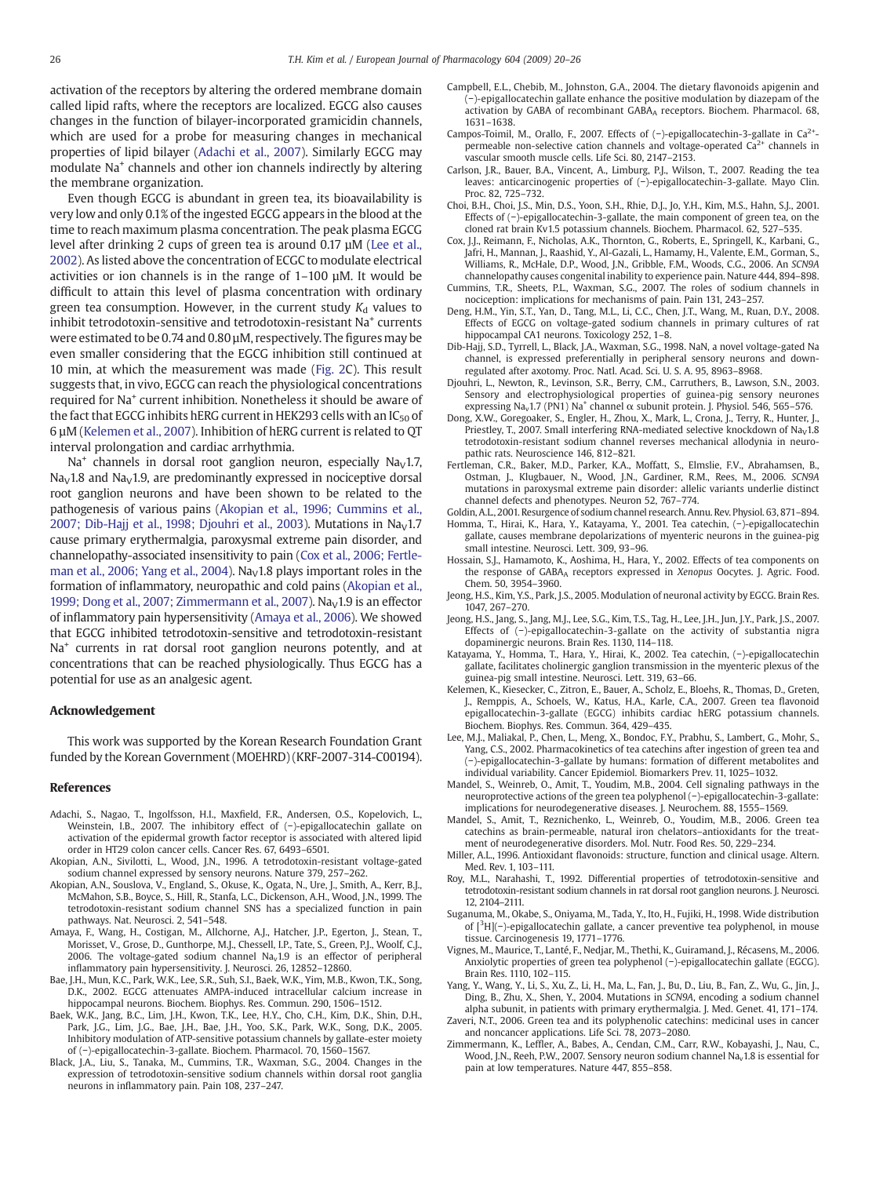activation of the receptors by altering the ordered membrane domain called lipid rafts, where the receptors are localized. EGCG also causes changes in the function of bilayer-incorporated gramicidin channels, which are used for a probe for measuring changes in mechanical properties of lipid bilayer (Adachi et al., 2007). Similarly EGCG may modulate $Na^+$ channels and other ion channels indirectly by altering the membrane organization.

Even though EGCG is abundant in green tea, its bioavailability is very low and only 0.1% of the ingested EGCG appears in the blood at the time to reach maximum plasma concentration. The peak plasma EGCG level after drinking 2 cups of green tea is around 0.17 μM (Lee et al., 2002). As listed above the concentration of ECGC to modulate electrical activities or ion channels is in the range of 1–100 μM. It would be difficult to attain this level of plasma concentration with ordinary green tea consumption. However, in the current study $K_d$ values to inhibit tetrodotoxin-sensitive and tetrodotoxin-resistant $Na^+$ currents were estimated to be 0.74 and 0.80 μM, respectively. The figures may be even smaller considering that the EGCG inhibition still continued at 10 min, at which the measurement was made (Fig. 2C). This result suggests that, in vivo, EGCG can reach the physiological concentrations required for $Na^+$ current inhibition. Nonetheless it should be aware of the fact that EGCG inhibits hERG current in HEK293 cells with an $IC_{50}$ of 6 μM (Kelemen et al., 2007). Inhibition of hERG current is related to QT interval prolongation and cardiac arrhythmia.

$Na^+$ channels in dorsal root ganglion neuron, especially $Na_V1.7$, $Na_V1.8$ and $Na_V1.9$, are predominantly expressed in nociceptive dorsal root ganglion neurons and have been shown to be related to the pathogenesis of various pains (Akopian et al., 1996; Cummins et al., 2007; Dib-Hajj et al., 1998; Djouhri et al., 2003). Mutations in $Na_V1.7$ cause primary erythermalgia, paroxysmal extreme pain disorder, and channelopathy-associated insensitivity to pain (Cox et al., 2006; Fertleman et al., 2006; Yang et al., 2004). $Na_V1.8$ plays important roles in the formation of inflammatory, neuropathic and cold pains (Akopian et al., 1999; Dong et al., 2007; Zimmermann et al., 2007). $Na_V1.9$ is an effector of inflammatory pain hypersensitivity (Amaya et al., 2006). We showed that EGCG inhibited tetrodotoxin-sensitive and tetrodotoxin-resistant $Na^+$ currents in rat dorsal root ganglion neurons potently, and at concentrations that can be reached physiologically. Thus EGCG has a potential for use as an analgesic agent.

## Acknowledgement

This work was supported by the Korean Research Foundation Grant funded by the Korean Government (MOEHRD) (KRF-2007-314-C00194).

## References

Adachi, S., Nagao, T., Ingolfsson, H.I., Maxfield, F.R., Andersen, O.S., Kopelovich, L., Weinstein, I.B., 2007. The inhibitory effect of (−)-epigallocatechin gallate on activation of the epidermal growth factor receptor is associated with altered lipid order in HT29 colon cancer cells. Cancer Res. 67, 6493–6501.

Akopian, A.N., Sivilotti, L., Wood, J.N., 1996. A tetrodotoxin-resistant voltage-gated sodium channel expressed by sensory neurons. Nature 379, 257–262.

Akopian, A.N., Souslova, V., England, S., Okuse, K., Ogata, N., Ure, J., Smith, A., Kerr, B.J., McMahon, S.B., Boyce, S., Hill, R., Stanfa, L.C., Dickenson, A.H., Wood, J.N., 1999. The tetrodotoxin-resistant sodium channel SNS has a specialized function in pain pathways. Nat. Neurosci. 2, 541–548.

Amaya, F., Wang, H., Costigan, M., Allchorne, A.J., Hatcher, J.P., Egerton, J., Stean, T., Morisset, V., Grose, D., Gunthorpe, M.J., Chessell, I.P., Tate, S., Green, P.J., Woolf, C.J., 2006. The voltage-gated sodium channel $Na_v1.9$ is an effector of peripheral inflammatory pain hypersensitivity. J. Neurosci. 26, 12852–12860.

Bae, J.H., Mun, K.C., Park, W.K., Lee, S.R., Suh, S.I., Baek, W.K., Yim, M.B., Kwon, T.K., Song, D.K., 2002. EGCG attenuates AMPA-induced intracellular calcium increase in hippocampal neurons. Biochem. Biophys. Res. Commun. 290, 1506–1512.

Baek, W.K., Jang, B.C., Lim, J.H., Kwon, T.K., Lee, H.Y., Cho, C.H., Kim, D.K., Shin, D.H., Park, J.G., Lim, J.G., Bae, J.H., Bae, J.H., Yoo, S.K., Park, W.K., Song, D.K., 2005. Inhibitory modulation of ATP-sensitive potassium channels by gallate-ester moiety of (−)-epigallocatechin-3-gallate. Biochem. Pharmacol. 70, 1560–1567.

Black, J.A., Liu, S., Tanaka, M., Cummins, T.R., Waxman, S.G., 2004. Changes in the expression of tetrodotoxin-sensitive sodium channels within dorsal root ganglia neurons in inflammatory pain. Pain 108, 237–247.

Campbell, E.L., Chebib, M., Johnston, G.A., 2004. The dietary flavonoids apigenin and (−)-epigallocatechin gallate enhance the positive modulation by diazepam of the activation by GABA of recombinant $GABA_A$ receptors. Biochem. Pharmacol. 68, 1631–1638.

Campos-Toimil, M., Orallo, F., 2007. Effects of (−)-epigallocatechin-3-gallate in $Ca^{2+}$-permeable non-selective cation channels and voltage-operated $Ca^{2+}$ channels in vascular smooth muscle cells. Life Sci. 80, 2147–2153.

Carlson, J.R., Bauer, B.A., Vincent, A., Limburg, P.J., Wilson, T., 2007. Reading the tea leaves: anticarcinogenic properties of (−)-epigallocatechin-3-gallate. Mayo Clin. Proc. 82, 725–732.

Choi, B.H., Choi, J.S., Min, D.S., Yoon, S.H., Rhie, D.J., Jo, Y.H., Kim, M.S., Hahn, S.J., 2001. Effects of (−)-epigallocatechin-3-gallate, the main component of green tea, on the cloned rat brain Kv1.5 potassium channels. Biochem. Pharmacol. 62, 527–535.

Cox, J.J., Reimann, F., Nicholas, A.K., Thornton, G., Roberts, E., Springell, K., Karbani, G., Jafri, H., Mannan, J., Raashid, Y., Al-Gazali, L., Hamamy, H., Valente, E.M., Gorman, S., Williams, R., McHale, D.P., Wood, J.N., Gribble, F.M., Woods, C.G., 2006. An *SCN9A* channelopathy causes congenital inability to experience pain. Nature 444, 894–898.

Cummins, T.R., Sheets, P.L., Waxman, S.G., 2007. The roles of sodium channels in nociception: implications for mechanisms of pain. Pain 131, 243–257.

Deng, H.M., Yin, S.T., Yan, D., Tang, M.L., Li, C.C., Chen, J.T., Wang, M., Ruan, D.Y., 2008. Effects of EGCG on voltage-gated sodium channels in primary cultures of rat hippocampal CA1 neurons. Toxicology 252, 1–8.

Dib-Hajj, S.D., Tyrrell, L., Black, J.A., Waxman, S.G., 1998. NaN, a novel voltage-gated Na channel, is expressed preferentially in peripheral sensory neurons and down-regulated after axotomy. Proc. Natl. Acad. Sci. U. S. A. 95, 8963–8968.

Djouhri, L., Newton, R., Levinson, S.R., Berry, C.M., Carruthers, B., Lawson, S.N., 2003. Sensory and electrophysiological properties of guinea-pig sensory neurones expressing $Na_v1.7$ (PN1) $Na^+$ channel α subunit protein. J. Physiol. 546, 565–576.

Dong, X.W., Goregoaker, S., Engler, H., Zhou, X., Mark, L., Crona, J., Terry, R., Hunter, J., Priestley, T., 2007. Small interfering RNA-mediated selective knockdown of $Na_V1.8$ tetrodotoxin-resistant sodium channel reverses mechanical allodynia in neuropathic rats. Neuroscience 146, 812–821.

Fertleman, C.R., Baker, M.D., Parker, K.A., Moffatt, S., Elmslie, F.V., Abrahamsen, B., Ostman, J., Klugbauer, N., Wood, J.N., Gardiner, R.M., Rees, M., 2006. *SCN9A* mutations in paroxysmal extreme pain disorder: allelic variants underlie distinct channel defects and phenotypes. Neuron 52, 767–774.

Goldin, A.L., 2001. Resurgence of sodium channel research. Annu. Rev. Physiol. 63, 871–894.

Homma, T., Hirai, K., Hara, Y., Katayama, Y., 2001. Tea catechin, (−)-epigallocatechin gallate, causes membrane depolarizations of myenteric neurons in the guinea-pig small intestine. Neurosci. Lett. 309, 93–96.

Hossain, S.J., Hamamoto, K., Aoshima, H., Hara, Y., 2002. Effects of tea components on the response of $GABA_A$ receptors expressed in *Xenopus* Oocytes. J. Agric. Food. Chem. 50, 3954–3960.

Jeong, H.S., Kim, Y.S., Park, J.S., 2005. Modulation of neuronal activity by EGCG. Brain Res. 1047, 267–270.

Jeong, H.S., Jang, S., Jang, M.J., Lee, S.G., Kim, T.S., Tag, H., Lee, J.H., Jun, J.Y., Park, J.S., 2007. Effects of (−)-epigallocatechin-3-gallate on the activity of substantia nigra dopaminergic neurons. Brain Res. 1130, 114–118.

Katayama, Y., Homma, T., Hara, Y., Hirai, K., 2002. Tea catechin, (−)-epigallocatechin gallate, facilitates cholinergic ganglion transmission in the myenteric plexus of the guinea-pig small intestine. Neurosci. Lett. 319, 63–66.

Kelemen, K., Kiesecker, C., Zitron, E., Bauer, A., Scholz, E., Bloehs, R., Thomas, D., Greten, J., Remppis, A., Schoels, W., Katus, H.A., Karle, C.A., 2007. Green tea flavonoid epigallocatechin-3-gallate (EGCG) inhibits cardiac hERG potassium channels. Biochem. Biophys. Res. Commun. 364, 429–435.

Lee, M.J., Maliakal, P., Chen, L., Meng, X., Bondoc, F.Y., Prabhu, S., Lambert, G., Mohr, S., Yang, C.S., 2002. Pharmacokinetics of tea catechins after ingestion of green tea and (−)-epigallocatechin-3-gallate by humans: formation of different metabolites and individual variability. Cancer Epidemiol. Biomarkers Prev. 11, 1025–1032.

Mandel, S., Weinreb, O., Amit, T., Youdim, M.B., 2004. Cell signaling pathways in the neuroprotective actions of the green tea polyphenol (−)-epigallocatechin-3-gallate: implications for neurodegenerative diseases. J. Neurochem. 88, 1555–1569.

Mandel, S., Amit, T., Reznichenko, L., Weinreb, O., Youdim, M.B., 2006. Green tea catechins as brain-permeable, natural iron chelators–antioxidants for the treatment of neurodegenerative disorders. Mol. Nutr. Food Res. 50, 229–234.

Miller, A.L., 1996. Antioxidant flavonoids: structure, function and clinical usage. Altern. Med. Rev. 1, 103–111.

Roy, M.L., Narahashi, T., 1992. Differential properties of tetrodotoxin-sensitive and tetrodotoxin-resistant sodium channels in rat dorsal root ganglion neurons. J. Neurosci. 12, 2104–2111.

Suganuma, M., Okabe, S., Oniyama, M., Tada, Y., Ito, H., Fujiki, H., 1998. Wide distribution of $[^3H]$(−)-epigallocatechin gallate, a cancer preventive tea polyphenol, in mouse tissue. Carcinogenesis 19, 1771–1776.

Vignes, M., Maurice, T., Lanté, F., Nedjar, M., Thethi, K., Guiramand, J., Récasens, M., 2006. Anxiolytic properties of green tea polyphenol (−)-epigallocatechin gallate (EGCG). Brain Res. 1110, 102–115.

Yang, Y., Wang, Y., Li, S., Xu, Z., Li, H., Ma, L., Fan, J., Bu, D., Liu, B., Fan, Z., Wu, G., Jin, J., Ding, B., Zhu, X., Shen, Y., 2004. Mutations in *SCN9A*, encoding a sodium channel alpha subunit, in patients with primary erythermalgia. J. Med. Genet. 41, 171–174.

Zaveri, N.T., 2006. Green tea and its polyphenolic catechins: medicinal uses in cancer and noncancer applications. Life Sci. 78, 2073–2080.

Zimmermann, K., Leffler, A., Babes, A., Cendan, C.M., Carr, R.W., Kobayashi, J., Nau, C., Wood, J.N., Reeh, P.W., 2007. Nociceptor sodium channel $Na_v1.8$ is essential for pain at low temperatures. Nature 447, 855–858.